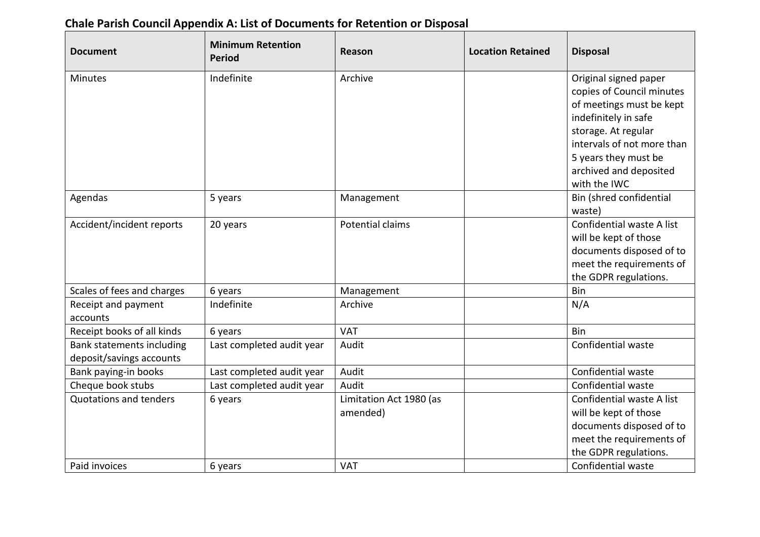# Chale Parish Council Appendix A: List of Documents for Retention or Disposal

| Document | Minimum Retention Period | Reason | Location Retained | Disposal |
|---|---|---|---|---|
| Minutes | Indefinite | Archive | | Original signed paper copies of Council minutes of meetings must be kept indefinitely in safe storage. At regular intervals of not more than 5 years they must be archived and deposited with the IWC |
| Agendas | 5 years | Management | | Bin (shred confidential waste) |
| Accident/incident reports | 20 years | Potential claims | | Confidential waste A list will be kept of those documents disposed of to meet the requirements of the GDPR regulations. |
| Scales of fees and charges | 6 years | Management | | Bin |
| Receipt and payment accounts | Indefinite | Archive | | N/A |
| Receipt books of all kinds | 6 years | VAT | | Bin |
| Bank statements including deposit/savings accounts | Last completed audit year | Audit | | Confidential waste |
| Bank paying-in books | Last completed audit year | Audit | | Confidential waste |
| Cheque book stubs | Last completed audit year | Audit | | Confidential waste |
| Quotations and tenders | 6 years | Limitation Act 1980 (as amended) | | Confidential waste A list will be kept of those documents disposed of to meet the requirements of the GDPR regulations. |
| Paid invoices | 6 years | VAT | | Confidential waste |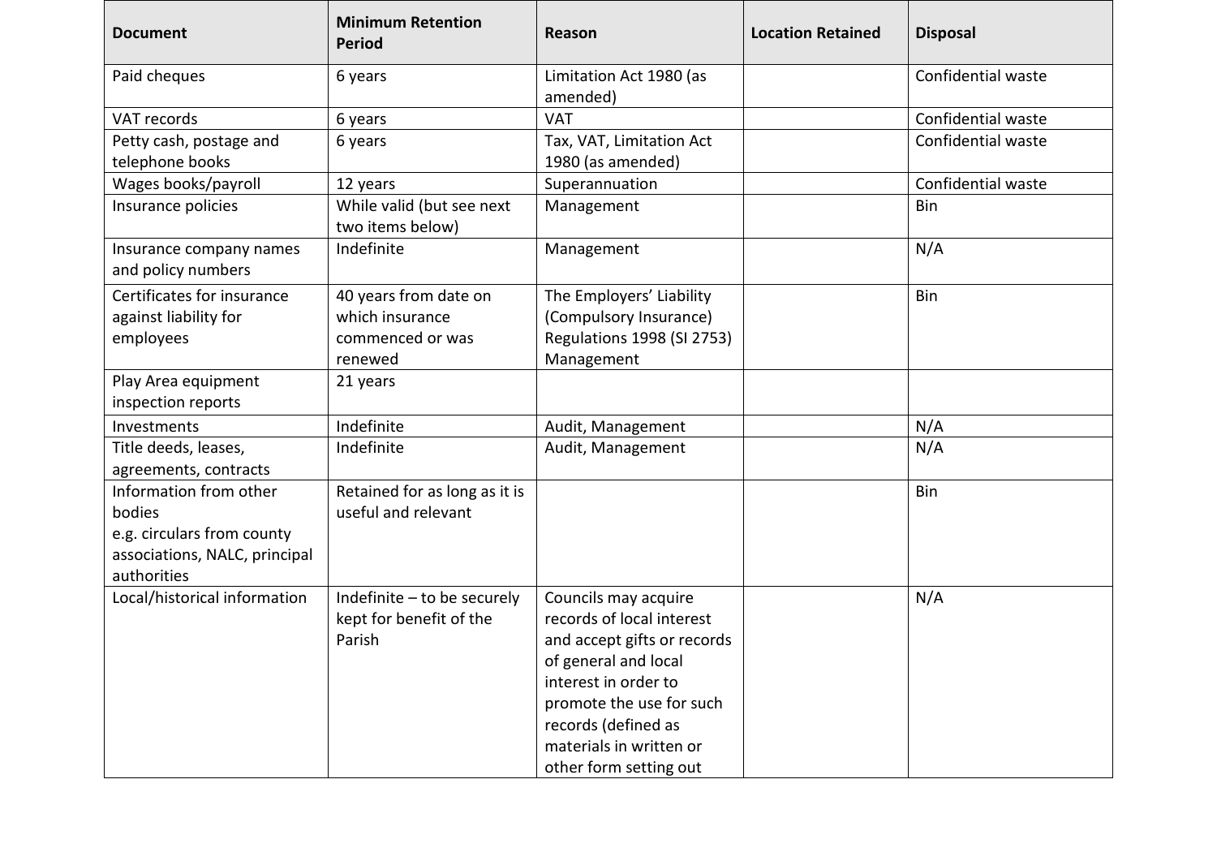| Document | Minimum Retention Period | Reason | Location Retained | Disposal |
|---|---|---|---|---|
| Paid cheques | 6 years | Limitation Act 1980 (as amended) | | Confidential waste |
| VAT records | 6 years | VAT | | Confidential waste |
| Petty cash, postage and telephone books | 6 years | Tax, VAT, Limitation Act 1980 (as amended) | | Confidential waste |
| Wages books/payroll | 12 years | Superannuation | | Confidential waste |
| Insurance policies | While valid (but see next two items below) | Management | | Bin |
| Insurance company names and policy numbers | Indefinite | Management | | N/A |
| Certificates for insurance against liability for employees | 40 years from date on which insurance commenced or was renewed | The Employers' Liability (Compulsory Insurance) Regulations 1998 (SI 2753) Management | | Bin |
| Play Area equipment inspection reports | 21 years | | | |
| Investments | Indefinite | Audit, Management | | N/A |
| Title deeds, leases, agreements, contracts | Indefinite | Audit, Management | | N/A |
| Information from other bodies e.g. circulars from county associations, NALC, principal authorities | Retained for as long as it is useful and relevant | | | Bin |
| Local/historical information | Indefinite – to be securely kept for benefit of the Parish | Councils may acquire records of local interest and accept gifts or records of general and local interest in order to promote the use for such records (defined as materials in written or other form setting out | | N/A |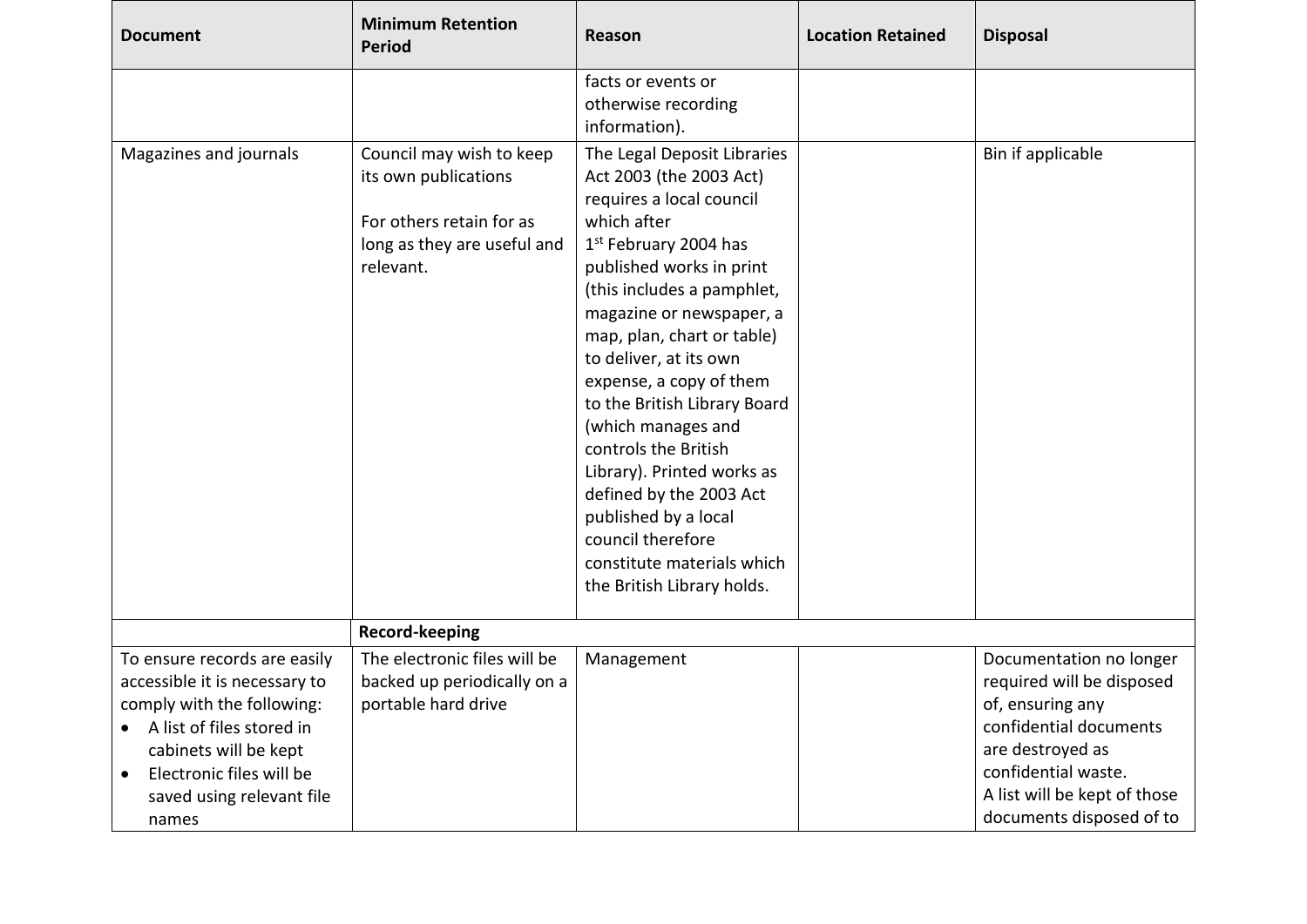| Document | Minimum Retention Period | Reason | Location Retained | Disposal |
|---|---|---|---|---|
| | | facts or events or otherwise recording information). | | |
| Magazines and journals | Council may wish to keep its own publications<br><br>For others retain for as long as they are useful and relevant. | The Legal Deposit Libraries Act 2003 (the 2003 Act) requires a local council which after 1st February 2004 has published works in print (this includes a pamphlet, magazine or newspaper, a map, plan, chart or table) to deliver, at its own expense, a copy of them to the British Library Board (which manages and controls the British Library). Printed works as defined by the 2003 Act published by a local council therefore constitute materials which the British Library holds. | | Bin if applicable |
| | **Record-keeping** | | | |
| To ensure records are easily accessible it is necessary to comply with the following:<br>• A list of files stored in cabinets will be kept<br>• Electronic files will be saved using relevant file names | The electronic files will be backed up periodically on a portable hard drive | Management | | Documentation no longer required will be disposed of, ensuring any confidential documents are destroyed as confidential waste.<br>A list will be kept of those documents disposed of to |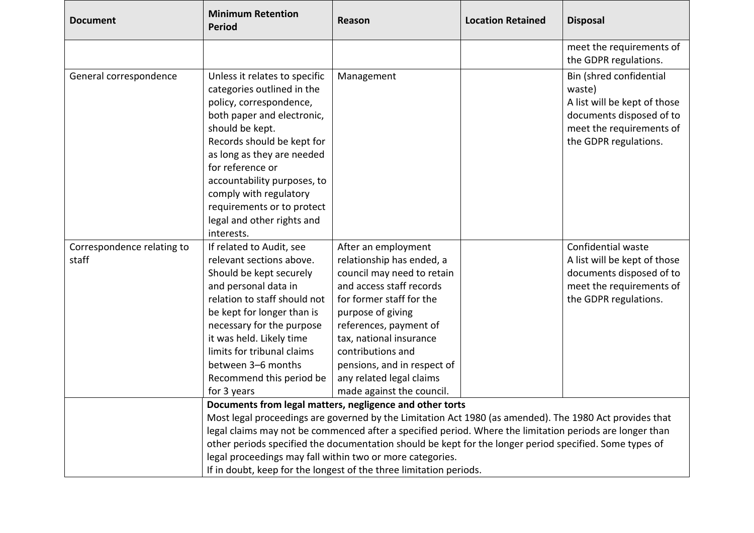| Document | Minimum Retention Period | Reason | Location Retained | Disposal |
|---|---|---|---|---|
| | | | | meet the requirements of the GDPR regulations. |
| General correspondence | Unless it relates to specific categories outlined in the policy, correspondence, both paper and electronic, should be kept.<br>Records should be kept for as long as they are needed for reference or accountability purposes, to comply with regulatory requirements or to protect legal and other rights and interests. | Management | | Bin (shred confidential waste)<br>A list will be kept of those documents disposed of to meet the requirements of the GDPR regulations. |
| Correspondence relating to staff | If related to Audit, see relevant sections above.<br>Should be kept securely and personal data in relation to staff should not be kept for longer than is necessary for the purpose it was held. Likely time limits for tribunal claims between 3–6 months<br>Recommend this period be for 3 years | After an employment relationship has ended, a council may need to retain and access staff records for former staff for the purpose of giving references, payment of tax, national insurance contributions and pensions, and in respect of any related legal claims made against the council. | | Confidential waste<br>A list will be kept of those documents disposed of to meet the requirements of the GDPR regulations. |
| | **Documents from legal matters, negligence and other torts**<br>Most legal proceedings are governed by the Limitation Act 1980 (as amended). The 1980 Act provides that legal claims may not be commenced after a specified period. Where the limitation periods are longer than other periods specified the documentation should be kept for the longer period specified. Some types of legal proceedings may fall within two or more categories.<br>If in doubt, keep for the longest of the three limitation periods. | | | |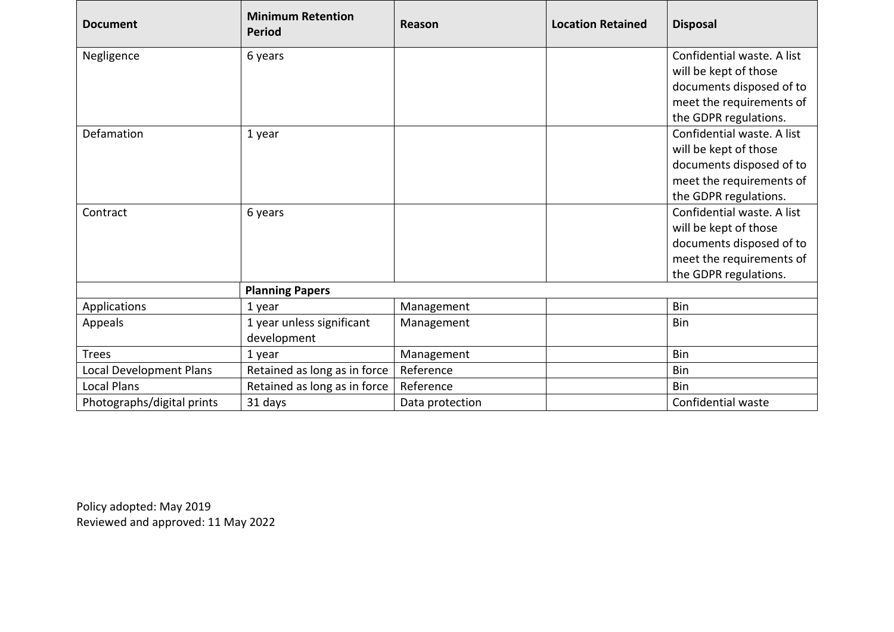| Document | Minimum Retention Period | Reason | Location Retained | Disposal |
|---|---|---|---|---|
| Negligence | 6 years | | | Confidential waste. A list will be kept of those documents disposed of to meet the requirements of the GDPR regulations. |
| Defamation | 1 year | | | Confidential waste. A list will be kept of those documents disposed of to meet the requirements of the GDPR regulations. |
| Contract | 6 years | | | Confidential waste. A list will be kept of those documents disposed of to meet the requirements of the GDPR regulations. |
| | **Planning Papers** | | | |
| Applications | 1 year | Management | | Bin |
| Appeals | 1 year unless significant development | Management | | Bin |
| Trees | 1 year | Management | | Bin |
| Local Development Plans | Retained as long as in force | Reference | | Bin |
| Local Plans | Retained as long as in force | Reference | | Bin |
| Photographs/digital prints | 31 days | Data protection | | Confidential waste |

Policy adopted: May 2019
Reviewed and approved: 11 May 2022